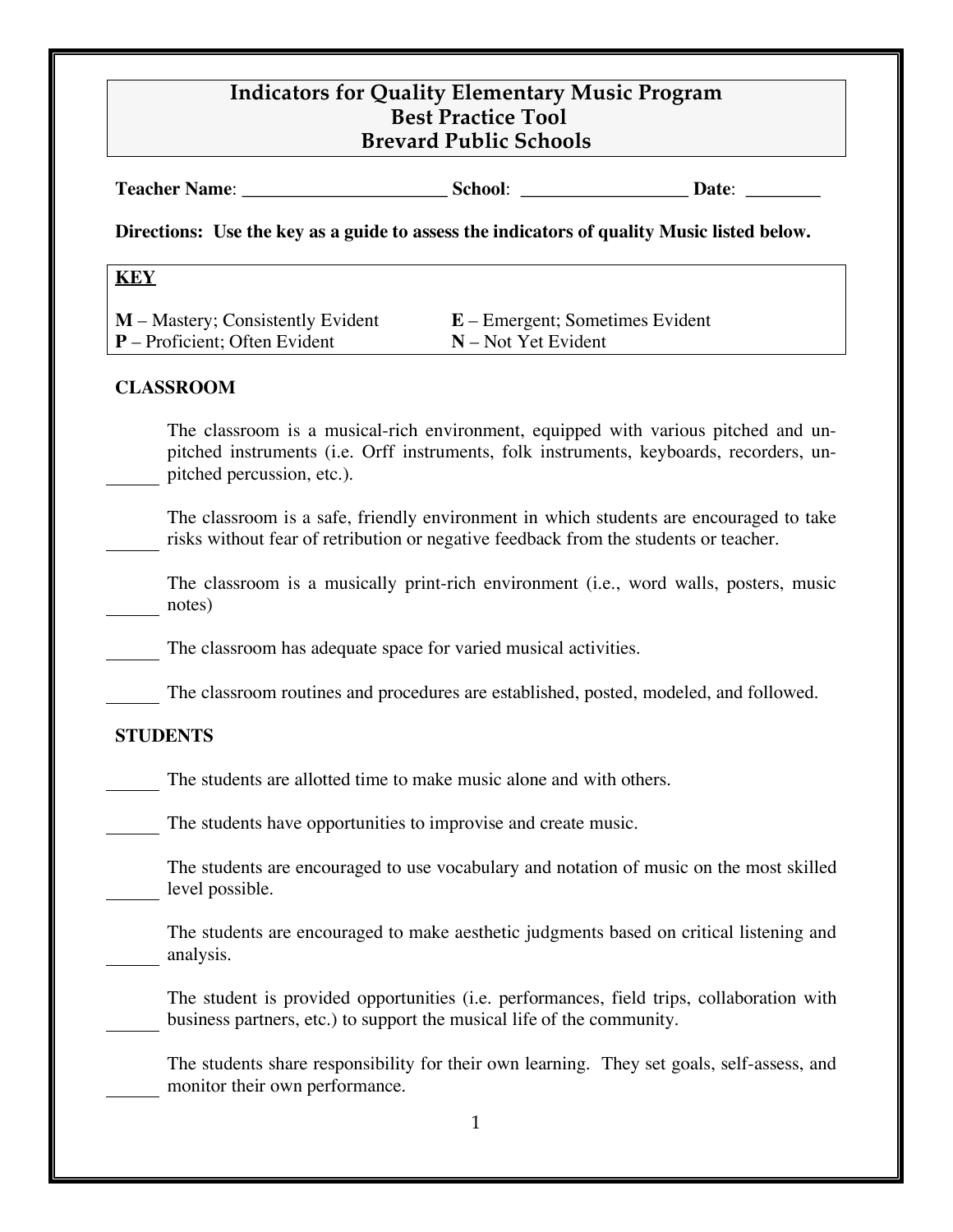# Indicators for Quality Elementary Music Program
## Best Practice Tool
## Brevard Public Schools

**Teacher Name**: ______________________ **School**: __________________ **Date**: ________

**Directions: Use the key as a guide to assess the indicators of quality Music listed below.**

**KEY**

**M** – Mastery; Consistently Evident
**P** – Proficient; Often Evident
**E** – Emergent; Sometimes Evident
**N** – Not Yet Evident

### CLASSROOM

______ The classroom is a musical-rich environment, equipped with various pitched and un-pitched instruments (i.e. Orff instruments, folk instruments, keyboards, recorders, un-pitched percussion, etc.).

______ The classroom is a safe, friendly environment in which students are encouraged to take risks without fear of retribution or negative feedback from the students or teacher.

______ The classroom is a musically print-rich environment (i.e., word walls, posters, music notes)

______ The classroom has adequate space for varied musical activities.

______ The classroom routines and procedures are established, posted, modeled, and followed.

### STUDENTS

______ The students are allotted time to make music alone and with others.

______ The students have opportunities to improvise and create music.

______ The students are encouraged to use vocabulary and notation of music on the most skilled level possible.

______ The students are encouraged to make aesthetic judgments based on critical listening and analysis.

______ The student is provided opportunities (i.e. performances, field trips, collaboration with business partners, etc.) to support the musical life of the community.

______ The students share responsibility for their own learning. They set goals, self-assess, and monitor their own performance.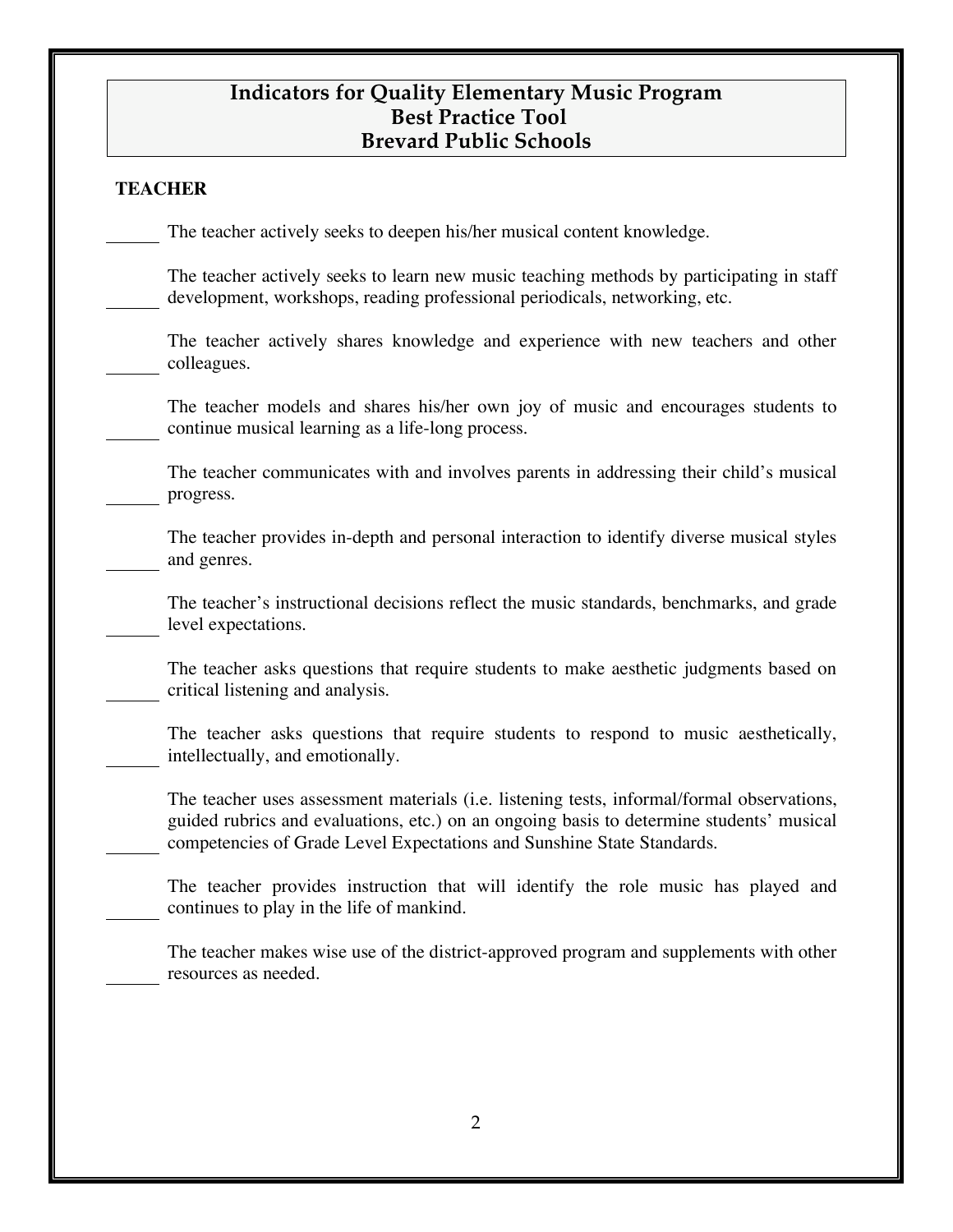# Indicators for Quality Elementary Music Program
## Best Practice Tool
## Brevard Public Schools

**TEACHER**

______ The teacher actively seeks to deepen his/her musical content knowledge.

______ The teacher actively seeks to learn new music teaching methods by participating in staff development, workshops, reading professional periodicals, networking, etc.

______ The teacher actively shares knowledge and experience with new teachers and other colleagues.

______ The teacher models and shares his/her own joy of music and encourages students to continue musical learning as a life-long process.

______ The teacher communicates with and involves parents in addressing their child's musical progress.

______ The teacher provides in-depth and personal interaction to identify diverse musical styles and genres.

______ The teacher's instructional decisions reflect the music standards, benchmarks, and grade level expectations.

______ The teacher asks questions that require students to make aesthetic judgments based on critical listening and analysis.

______ The teacher asks questions that require students to respond to music aesthetically, intellectually, and emotionally.

______ The teacher uses assessment materials (i.e. listening tests, informal/formal observations, guided rubrics and evaluations, etc.) on an ongoing basis to determine students' musical competencies of Grade Level Expectations and Sunshine State Standards.

______ The teacher provides instruction that will identify the role music has played and continues to play in the life of mankind.

______ The teacher makes wise use of the district-approved program and supplements with other resources as needed.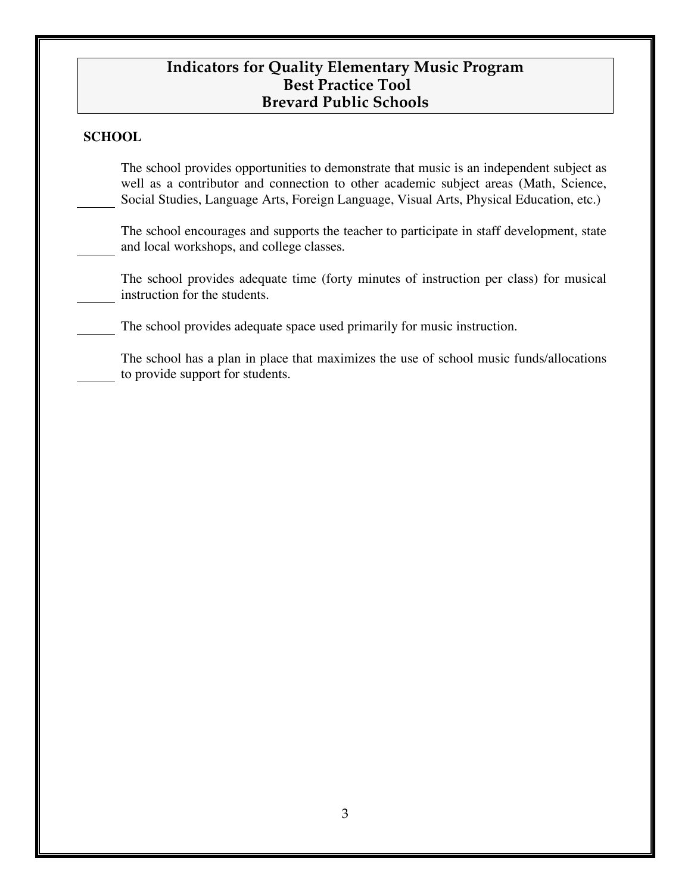# Indicators for Quality Elementary Music Program
## Best Practice Tool
## Brevard Public Schools

**SCHOOL**

_____ The school provides opportunities to demonstrate that music is an independent subject as well as a contributor and connection to other academic subject areas (Math, Science, Social Studies, Language Arts, Foreign Language, Visual Arts, Physical Education, etc.)

_____ The school encourages and supports the teacher to participate in staff development, state and local workshops, and college classes.

_____ The school provides adequate time (forty minutes of instruction per class) for musical instruction for the students.

_____ The school provides adequate space used primarily for music instruction.

_____ The school has a plan in place that maximizes the use of school music funds/allocations to provide support for students.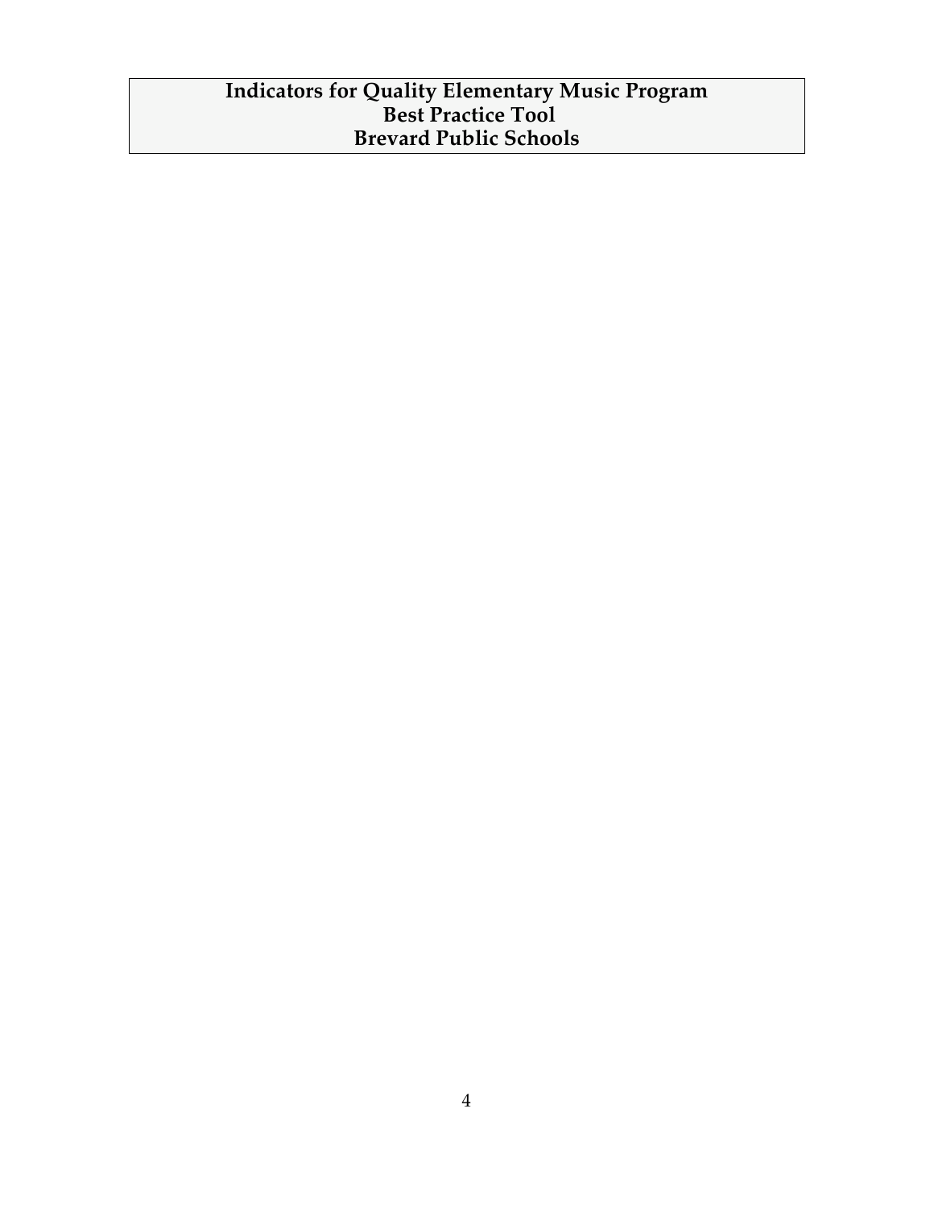# Indicators for Quality Elementary Music Program
# Best Practice Tool
# Brevard Public Schools